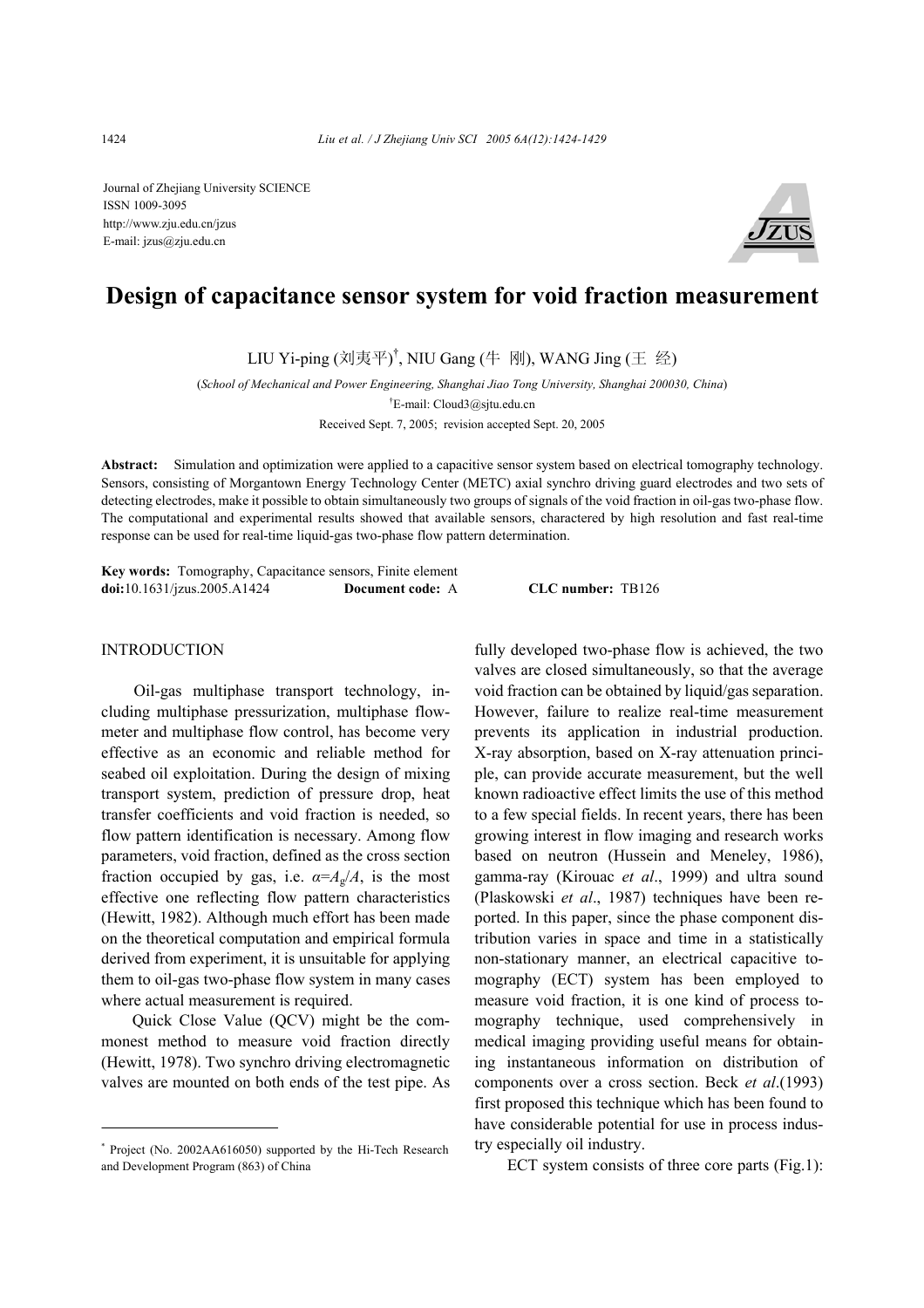Journal of Zhejiang University SCIENCE
ISSN 1009-3095
http://www.zju.edu.cn/jzus
E-mail: jzus@zju.edu.cn

# Design of capacitance sensor system for void fraction measurement

LIU Yi-ping (刘夷平)[†], NIU Gang (牛 刚), WANG Jing (王 经)

(*School of Mechanical and Power Engineering, Shanghai Jiao Tong University, Shanghai 200030, China*)

[†]E-mail: Cloud3@sjtu.edu.cn

Received Sept. 7, 2005; revision accepted Sept. 20, 2005

**Abstract:** Simulation and optimization were applied to a capacitive sensor system based on electrical tomography technology. Sensors, consisting of Morgantown Energy Technology Center (METC) axial synchro driving guard electrodes and two sets of detecting electrodes, make it possible to obtain simultaneously two groups of signals of the void fraction in oil-gas two-phase flow. The computational and experimental results showed that available sensors, charactered by high resolution and fast real-time response can be used for real-time liquid-gas two-phase flow pattern determination.

**Key words:** Tomography, Capacitance sensors, Finite element
**doi:**10.1631/jzus.2005.A1424 **Document code:** A **CLC number:** TB126

## INTRODUCTION

Oil-gas multiphase transport technology, including multiphase pressurization, multiphase flowmeter and multiphase flow control, has become very effective as an economic and reliable method for seabed oil exploitation. During the design of mixing transport system, prediction of pressure drop, heat transfer coefficients and void fraction is needed, so flow pattern identification is necessary. Among flow parameters, void fraction, defined as the cross section fraction occupied by gas, i.e. $\alpha=A_g/A$, is the most effective one reflecting flow pattern characteristics (Hewitt, 1982). Although much effort has been made on the theoretical computation and empirical formula derived from experiment, it is unsuitable for applying them to oil-gas two-phase flow system in many cases where actual measurement is required.

Quick Close Value (QCV) might be the commonest method to measure void fraction directly (Hewitt, 1978). Two synchro driving electromagnetic valves are mounted on both ends of the test pipe. As fully developed two-phase flow is achieved, the two valves are closed simultaneously, so that the average void fraction can be obtained by liquid/gas separation. However, failure to realize real-time measurement prevents its application in industrial production. X-ray absorption, based on X-ray attenuation principle, can provide accurate measurement, but the well known radioactive effect limits the use of this method to a few special fields. In recent years, there has been growing interest in flow imaging and research works based on neutron (Hussein and Meneley, 1986), gamma-ray (Kirouac *et al*., 1999) and ultra sound (Plaskowski *et al*., 1987) techniques have been reported. In this paper, since the phase component distribution varies in space and time in a statistically non-stationary manner, an electrical capacitive tomography (ECT) system has been employed to measure void fraction, it is one kind of process tomography technique, used comprehensively in medical imaging providing useful means for obtaining instantaneous information on distribution of components over a cross section. Beck *et al*.(1993) first proposed this technique which has been found to have considerable potential for use in process industry especially oil industry.

ECT system consists of three core parts (Fig.1):

---

* Project (No. 2002AA616050) supported by the Hi-Tech Research and Development Program (863) of China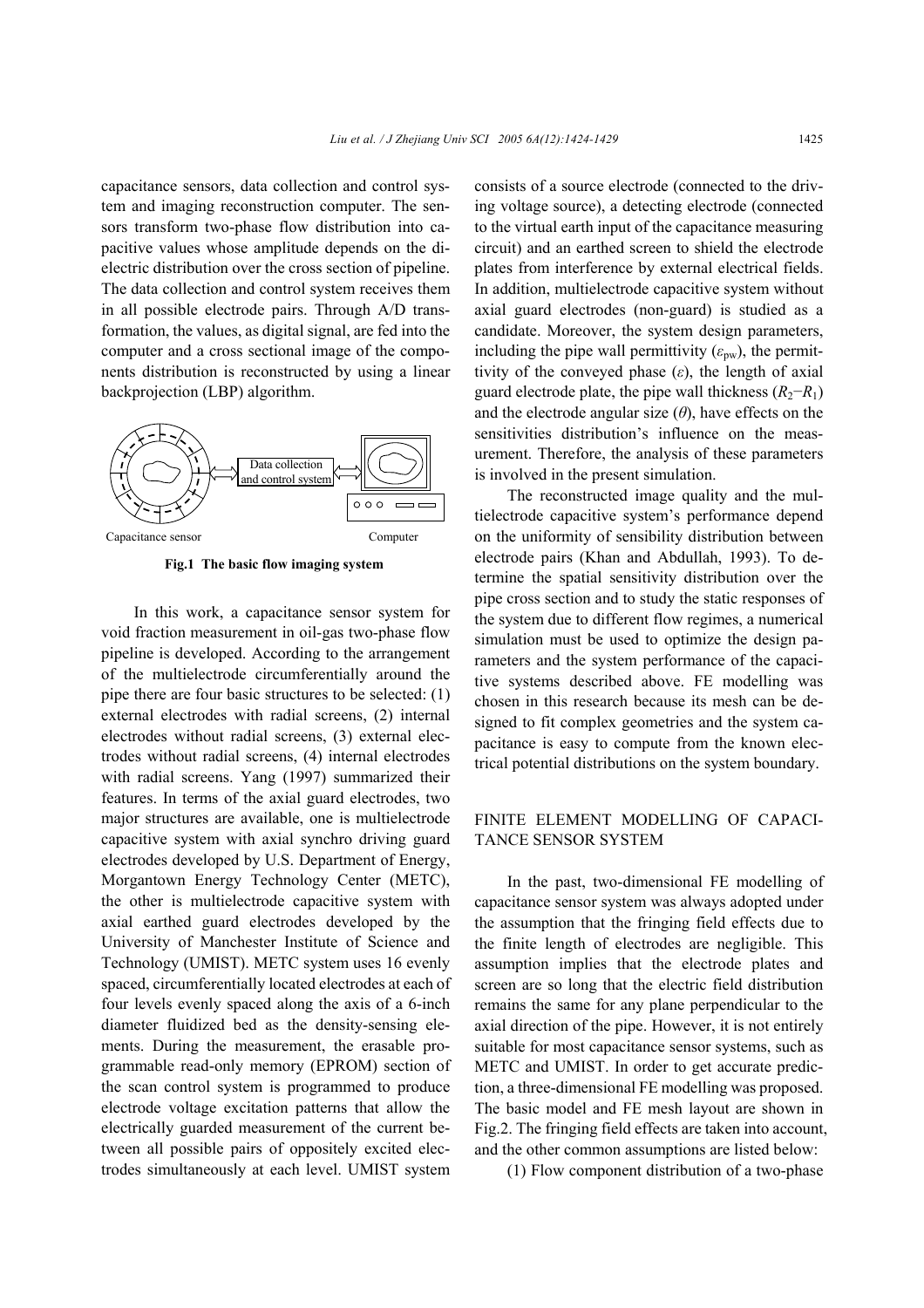capacitance sensors, data collection and control system and imaging reconstruction computer. The sensors transform two-phase flow distribution into capacitive values whose amplitude depends on the dielectric distribution over the cross section of pipeline. The data collection and control system receives them in all possible electrode pairs. Through A/D transformation, the values, as digital signal, are fed into the computer and a cross sectional image of the components distribution is reconstructed by using a linear backprojection (LBP) algorithm.

Data collection and control system

Capacitance sensor

Computer

**Fig.1 The basic flow imaging system**

In this work, a capacitance sensor system for void fraction measurement in oil-gas two-phase flow pipeline is developed. According to the arrangement of the multielectrode circumferentially around the pipe there are four basic structures to be selected: (1) external electrodes with radial screens, (2) internal electrodes without radial screens, (3) external electrodes without radial screens, (4) internal electrodes with radial screens. Yang (1997) summarized their features. In terms of the axial guard electrodes, two major structures are available, one is multielectrode capacitive system with axial synchro driving guard electrodes developed by U.S. Department of Energy, Morgantown Energy Technology Center (METC), the other is multielectrode capacitive system with axial earthed guard electrodes developed by the University of Manchester Institute of Science and Technology (UMIST). METC system uses 16 evenly spaced, circumferentially located electrodes at each of four levels evenly spaced along the axis of a 6-inch diameter fluidized bed as the density-sensing elements. During the measurement, the erasable programmable read-only memory (EPROM) section of the scan control system is programmed to produce electrode voltage excitation patterns that allow the electrically guarded measurement of the current between all possible pairs of oppositely excited electrodes simultaneously at each level. UMIST system consists of a source electrode (connected to the driving voltage source), a detecting electrode (connected to the virtual earth input of the capacitance measuring circuit) and an earthed screen to shield the electrode plates from interference by external electrical fields. In addition, multielectrode capacitive system without axial guard electrodes (non-guard) is studied as a candidate. Moreover, the system design parameters, including the pipe wall permittivity ($\varepsilon_{pw}$), the permittivity of the conveyed phase ($\varepsilon$), the length of axial guard electrode plate, the pipe wall thickness ($R_2-R_1$) and the electrode angular size ($\theta$), have effects on the sensitivities distribution's influence on the measurement. Therefore, the analysis of these parameters is involved in the present simulation.

The reconstructed image quality and the multielectrode capacitive system's performance depend on the uniformity of sensibility distribution between electrode pairs (Khan and Abdullah, 1993). To determine the spatial sensitivity distribution over the pipe cross section and to study the static responses of the system due to different flow regimes, a numerical simulation must be used to optimize the design parameters and the system performance of the capacitive systems described above. FE modelling was chosen in this research because its mesh can be designed to fit complex geometries and the system capacitance is easy to compute from the known electrical potential distributions on the system boundary.

## FINITE ELEMENT MODELLING OF CAPACITANCE SENSOR SYSTEM

In the past, two-dimensional FE modelling of capacitance sensor system was always adopted under the assumption that the fringing field effects due to the finite length of electrodes are negligible. This assumption implies that the electrode plates and screen are so long that the electric field distribution remains the same for any plane perpendicular to the axial direction of the pipe. However, it is not entirely suitable for most capacitance sensor systems, such as METC and UMIST. In order to get accurate prediction, a three-dimensional FE modelling was proposed. The basic model and FE mesh layout are shown in Fig.2. The fringing field effects are taken into account, and the other common assumptions are listed below:

(1) Flow component distribution of a two-phase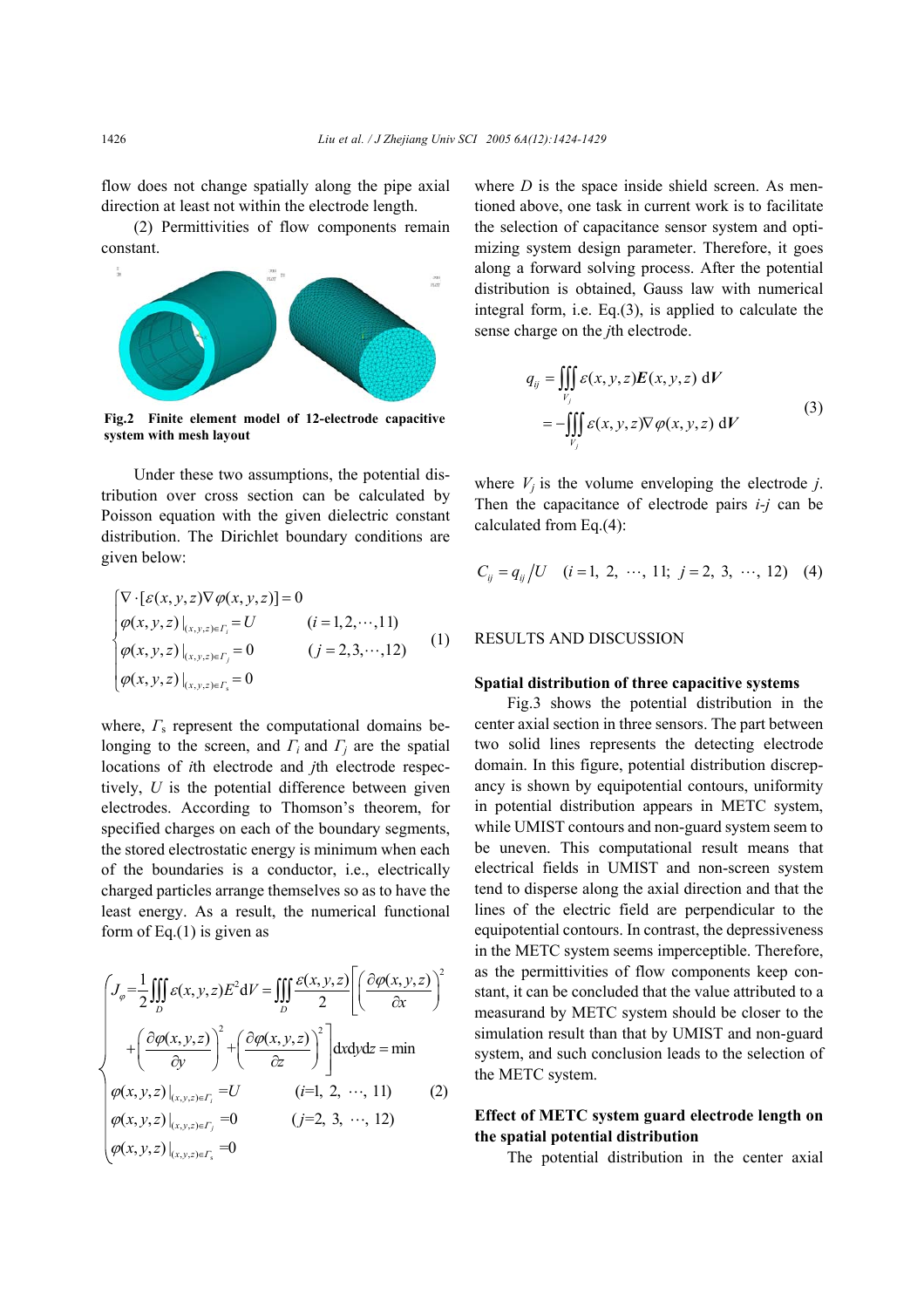flow does not change spatially along the pipe axial direction at least not within the electrode length.

(2) Permittivities of flow components remain constant.

Fig.2 Finite element model of 12-electrode capacitive system with mesh layout

Under these two assumptions, the potential distribution over cross section can be calculated by Poisson equation with the given dielectric constant distribution. The Dirichlet boundary conditions are given below:

$$\begin{cases} \nabla \cdot [\varepsilon(x,y,z)\nabla \varphi(x,y,z)] = 0 \\ \varphi(x,y,z)|_{(x,y,z)\in\Gamma_i} = U \qquad (i=1,2,\cdots,11) \\ \varphi(x,y,z)|_{(x,y,z)\in\Gamma_j} = 0 \qquad (j=2,3,\cdots,12) \\ \varphi(x,y,z)|_{(x,y,z)\in\Gamma_s} = 0 \end{cases} \tag{1}$$

where, $\Gamma_s$ represent the computational domains belonging to the screen, and $\Gamma_i$ and $\Gamma_j$ are the spatial locations of $i$th electrode and $j$th electrode respectively, $U$ is the potential difference between given electrodes. According to Thomson's theorem, for specified charges on each of the boundary segments, the stored electrostatic energy is minimum when each of the boundaries is a conductor, i.e., electrically charged particles arrange themselves so as to have the least energy. As a result, the numerical functional form of Eq.(1) is given as

$$\begin{cases} J_\varphi = \dfrac{1}{2}\iiint\limits_D \varepsilon(x,y,z)E^2 \mathrm{d}V = \iiint\limits_D \dfrac{\varepsilon(x,y,z)}{2}\left[\left(\dfrac{\partial\varphi(x,y,z)}{\partial x}\right)^2 \right. \\ \qquad \left. + \left(\dfrac{\partial\varphi(x,y,z)}{\partial y}\right)^2 + \left(\dfrac{\partial\varphi(x,y,z)}{\partial z}\right)^2\right]\mathrm{d}x\mathrm{d}y\mathrm{d}z = \min \\ \varphi(x,y,z)|_{(x,y,z)\in\Gamma_i} = U \qquad (i=1,\ 2,\ \cdots,\ 11) \\ \varphi(x,y,z)|_{(x,y,z)\in\Gamma_j} = 0 \qquad (j=2,\ 3,\ \cdots,\ 12) \\ \varphi(x,y,z)|_{(x,y,z)\in\Gamma_s} = 0 \end{cases} \tag{2}$$

where $D$ is the space inside shield screen. As mentioned above, one task in current work is to facilitate the selection of capacitance sensor system and optimizing system design parameter. Therefore, it goes along a forward solving process. After the potential distribution is obtained, Gauss law with numerical integral form, i.e. Eq.(3), is applied to calculate the sense charge on the $j$th electrode.

$$\begin{aligned} q_{ij} &= \iiint\limits_{V_j} \varepsilon(x,y,z)\boldsymbol{E}(x,y,z)\ \mathrm{d}\boldsymbol{V} \\ &= -\iiint\limits_{V_j} \varepsilon(x,y,z)\nabla\varphi(x,y,z)\ \mathrm{d}\boldsymbol{V} \end{aligned} \tag{3}$$

where $V_j$ is the volume enveloping the electrode $j$. Then the capacitance of electrode pairs $i$-$j$ can be calculated from Eq.(4):

$$C_{ij} = q_{ij}/U \quad (i=1,\ 2,\ \cdots,\ 11;\ j=2,\ 3,\ \cdots,\ 12) \tag{4}$$

## RESULTS AND DISCUSSION

### Spatial distribution of three capacitive systems

Fig.3 shows the potential distribution in the center axial section in three sensors. The part between two solid lines represents the detecting electrode domain. In this figure, potential distribution discrepancy is shown by equipotential contours, uniformity in potential distribution appears in METC system, while UMIST contours and non-guard system seem to be uneven. This computational result means that electrical fields in UMIST and non-screen system tend to disperse along the axial direction and that the lines of the electric field are perpendicular to the equipotential contours. In contrast, the depressiveness in the METC system seems imperceptible. Therefore, as the permittivities of flow components keep constant, it can be concluded that the value attributed to a measurand by METC system should be closer to the simulation result than that by UMIST and non-guard system, and such conclusion leads to the selection of the METC system.

### Effect of METC system guard electrode length on the spatial potential distribution

The potential distribution in the center axial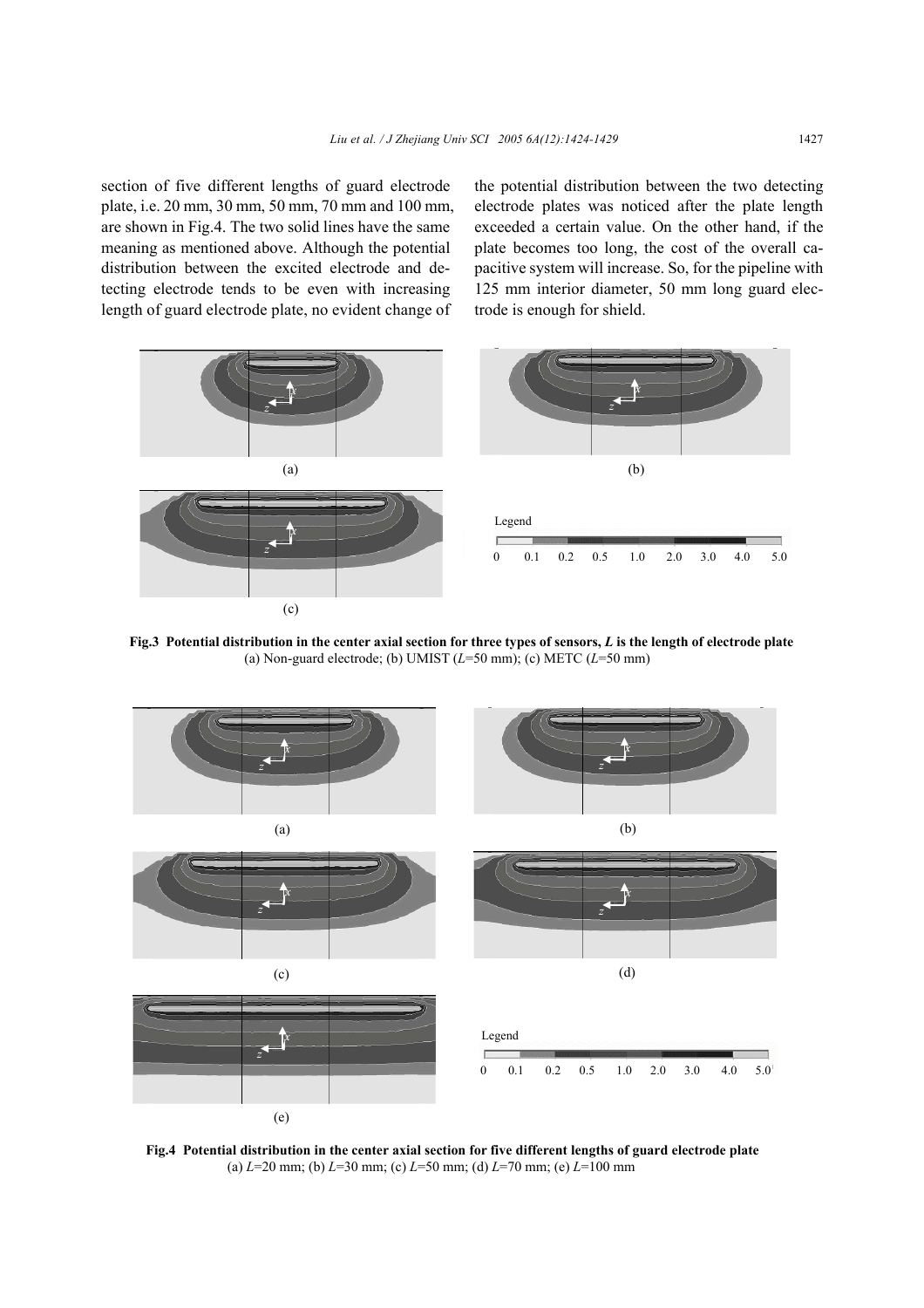section of five different lengths of guard electrode plate, i.e. 20 mm, 30 mm, 50 mm, 70 mm and 100 mm, are shown in Fig.4. The two solid lines have the same meaning as mentioned above. Although the potential distribution between the excited electrode and detecting electrode tends to be even with increasing length of guard electrode plate, no evident change of the potential distribution between the two detecting electrode plates was noticed after the plate length exceeded a certain value. On the other hand, if the plate becomes too long, the cost of the overall capacitive system will increase. So, for the pipeline with 125 mm interior diameter, 50 mm long guard electrode is enough for shield.

x
z
(a)

x
z
(b)

x
z
(c)

Legend
0 0.1 0.2 0.5 1.0 2.0 3.0 4.0 5.0

**Fig.3 Potential distribution in the center axial section for three types of sensors, *L* is the length of electrode plate**
(a) Non-guard electrode; (b) UMIST (*L*=50 mm); (c) METC (*L*=50 mm)

x
z
(a)

x
z
(b)

x
z
(c)

x
z
(d)

x
z
(e)

Legend
0 0.1 0.2 0.5 1.0 2.0 3.0 4.0 5.0

**Fig.4 Potential distribution in the center axial section for five different lengths of guard electrode plate**
(a) *L*=20 mm; (b) *L*=30 mm; (c) *L*=50 mm; (d) *L*=70 mm; (e) *L*=100 mm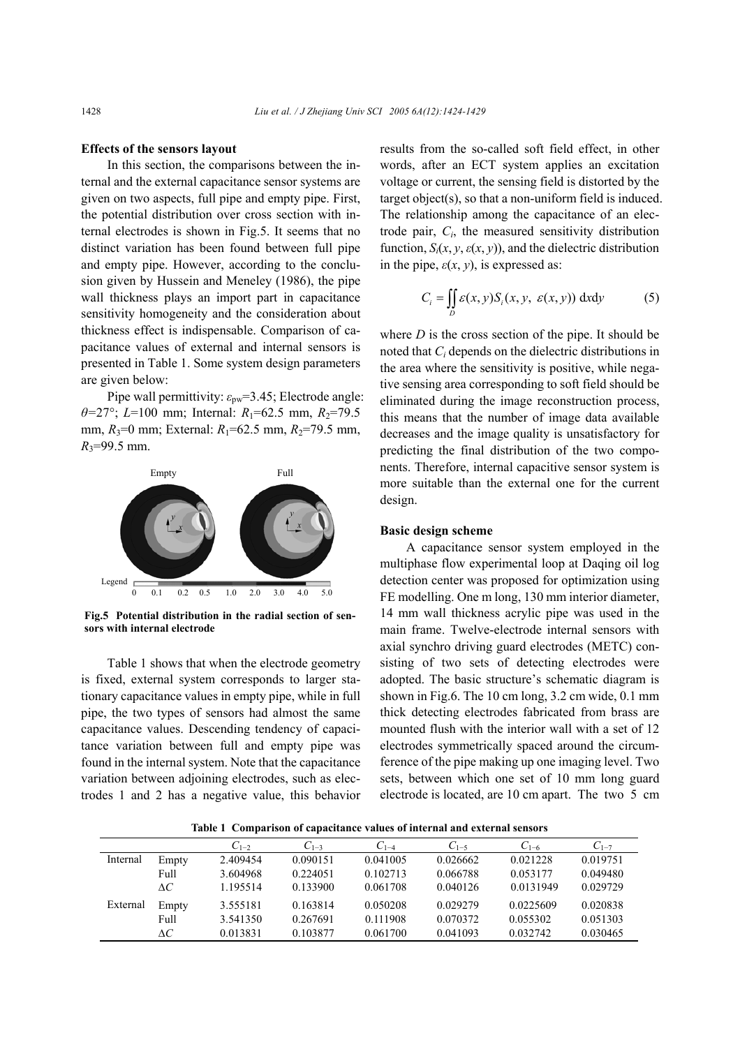### Effects of the sensors layout

In this section, the comparisons between the internal and the external capacitance sensor systems are given on two aspects, full pipe and empty pipe. First, the potential distribution over cross section with internal electrodes is shown in Fig.5. It seems that no distinct variation has been found between full pipe and empty pipe. However, according to the conclusion given by Hussein and Meneley (1986), the pipe wall thickness plays an import part in capacitance sensitivity homogeneity and the consideration about thickness effect is indispensable. Comparison of capacitance values of external and internal sensors is presented in Table 1. Some system design parameters are given below:

Pipe wall permittivity: $\varepsilon_{pw}$=3.45; Electrode angle: $\theta$=27°; $L$=100 mm; Internal: $R_1$=62.5 mm, $R_2$=79.5 mm, $R_3$=0 mm; External: $R_1$=62.5 mm, $R_2$=79.5 mm, $R_3$=99.5 mm.

Empty

Full

Legend

0 0.1 0.2 0.5 1.0 2.0 3.0 4.0 5.0

**Fig.5 Potential distribution in the radial section of sensors with internal electrode**

Table 1 shows that when the electrode geometry is fixed, external system corresponds to larger stationary capacitance values in empty pipe, while in full pipe, the two types of sensors had almost the same capacitance values. Descending tendency of capacitance variation between full and empty pipe was found in the internal system. Note that the capacitance variation between adjoining electrodes, such as electrodes 1 and 2 has a negative value, this behavior results from the so-called soft field effect, in other words, after an ECT system applies an excitation voltage or current, the sensing field is distorted by the target object(s), so that a non-uniform field is induced. The relationship among the capacitance of an electrode pair, $C_i$, the measured sensitivity distribution function, $S_i(x, y, \varepsilon(x, y))$, and the dielectric distribution in the pipe, $\varepsilon(x, y)$, is expressed as:

$$C_i = \iint_D \varepsilon(x, y) S_i(x, y, \ \varepsilon(x, y)) \ \mathrm{d}x\mathrm{d}y \tag{5}$$

where $D$ is the cross section of the pipe. It should be noted that $C_i$ depends on the dielectric distributions in the area where the sensitivity is positive, while negative sensing area corresponding to soft field should be eliminated during the image reconstruction process, this means that the number of image data available decreases and the image quality is unsatisfactory for predicting the final distribution of the two components. Therefore, internal capacitive sensor system is more suitable than the external one for the current design.

### Basic design scheme

A capacitance sensor system employed in the multiphase flow experimental loop at Daqing oil log detection center was proposed for optimization using FE modelling. One m long, 130 mm interior diameter, 14 mm wall thickness acrylic pipe was used in the main frame. Twelve-electrode internal sensors with axial synchro driving guard electrodes (METC) consisting of two sets of detecting electrodes were adopted. The basic structure's schematic diagram is shown in Fig.6. The 10 cm long, 3.2 cm wide, 0.1 mm thick detecting electrodes fabricated from brass are mounted flush with the interior wall with a set of 12 electrodes symmetrically spaced around the circumference of the pipe making up one imaging level. Two sets, between which one set of 10 mm long guard electrode is located, are 10 cm apart. The two 5 cm

**Table 1 Comparison of capacitance values of internal and external sensors**

| | | $C_{1-2}$ | $C_{1-3}$ | $C_{1-4}$ | $C_{1-5}$ | $C_{1-6}$ | $C_{1-7}$ |
|---|---|---|---|---|---|---|---|
| Internal | Empty | 2.409454 | 0.090151 | 0.041005 | 0.026662 | 0.021228 | 0.019751 |
| | Full | 3.604968 | 0.224051 | 0.102713 | 0.066788 | 0.053177 | 0.049480 |
| | $\Delta C$ | 1.195514 | 0.133900 | 0.061708 | 0.040126 | 0.0131949 | 0.029729 |
| External | Empty | 3.555181 | 0.163814 | 0.050208 | 0.029279 | 0.0225609 | 0.020838 |
| | Full | 3.541350 | 0.267691 | 0.111908 | 0.070372 | 0.055302 | 0.051303 |
| | $\Delta C$ | 0.013831 | 0.103877 | 0.061700 | 0.041093 | 0.032742 | 0.030465 |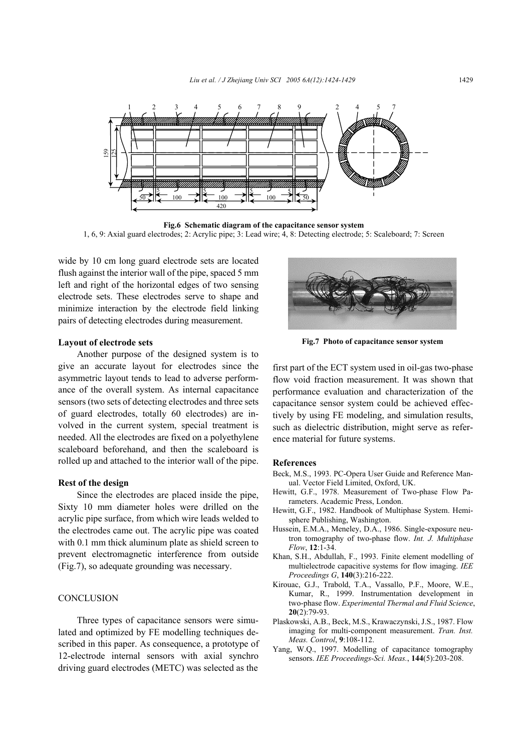1 2 3 4 5 6 7 8 9 2 4 5 7

159 125

50 5 100 5 100 5 100 3 50

420

**Fig.6 Schematic diagram of the capacitance sensor system**
1, 6, 9: Axial guard electrodes; 2: Acrylic pipe; 3: Lead wire; 4, 8: Detecting electrode; 5: Scaleboard; 7: Screen

wide by 10 cm long guard electrode sets are located flush against the interior wall of the pipe, spaced 5 mm left and right of the horizontal edges of two sensing electrode sets. These electrodes serve to shape and minimize interaction by the electrode field linking pairs of detecting electrodes during measurement.

**Layout of electrode sets**

Another purpose of the designed system is to give an accurate layout for electrodes since the asymmetric layout tends to lead to adverse performance of the overall system. As internal capacitance sensors (two sets of detecting electrodes and three sets of guard electrodes, totally 60 electrodes) are involved in the current system, special treatment is needed. All the electrodes are fixed on a polyethylene scaleboard beforehand, and then the scaleboard is rolled up and attached to the interior wall of the pipe.

**Rest of the design**

Since the electrodes are placed inside the pipe, Sixty 10 mm diameter holes were drilled on the acrylic pipe surface, from which wire leads welded to the electrodes came out. The acrylic pipe was coated with 0.1 mm thick aluminum plate as shield screen to prevent electromagnetic interference from outside (Fig.7), so adequate grounding was necessary.

## CONCLUSION

Three types of capacitance sensors were simulated and optimized by FE modelling techniques described in this paper. As consequence, a prototype of 12-electrode internal sensors with axial synchro driving guard electrodes (METC) was selected as the first part of the ECT system used in oil-gas two-phase flow void fraction measurement. It was shown that performance evaluation and characterization of the capacitance sensor system could be achieved effectively by using FE modeling, and simulation results, such as dielectric distribution, might serve as reference material for future systems.

**Fig.7 Photo of capacitance sensor system**

## References

Beck, M.S., 1993. PC-Opera User Guide and Reference Manual. Vector Field Limited, Oxford, UK.

Hewitt, G.F., 1978. Measurement of Two-phase Flow Parameters. Academic Press, London.

Hewitt, G.F., 1982. Handbook of Multiphase System. Hemisphere Publishing, Washington.

Hussein, E.M.A., Meneley, D.A., 1986. Single-exposure neutron tomography of two-phase flow. *Int. J. Multiphase Flow*, **12**:1-34.

Khan, S.H., Abdullah, F., 1993. Finite element modelling of multielectrode capacitive systems for flow imaging. *IEE Proceedings G*, **140**(3):216-222.

Kirouac, G.J., Trabold, T.A., Vassallo, P.F., Moore, W.E., Kumar, R., 1999. Instrumentation development in two-phase flow. *Experimental Thermal and Fluid Science*, **20**(2):79-93.

Plaskowski, A.B., Beck, M.S., Krawaczynski, J.S., 1987. Flow imaging for multi-component measurement. *Tran. Inst. Meas. Control*, **9**:108-112.

Yang, W.Q., 1997. Modelling of capacitance tomography sensors. *IEE Proceedings-Sci. Meas.*, **144**(5):203-208.